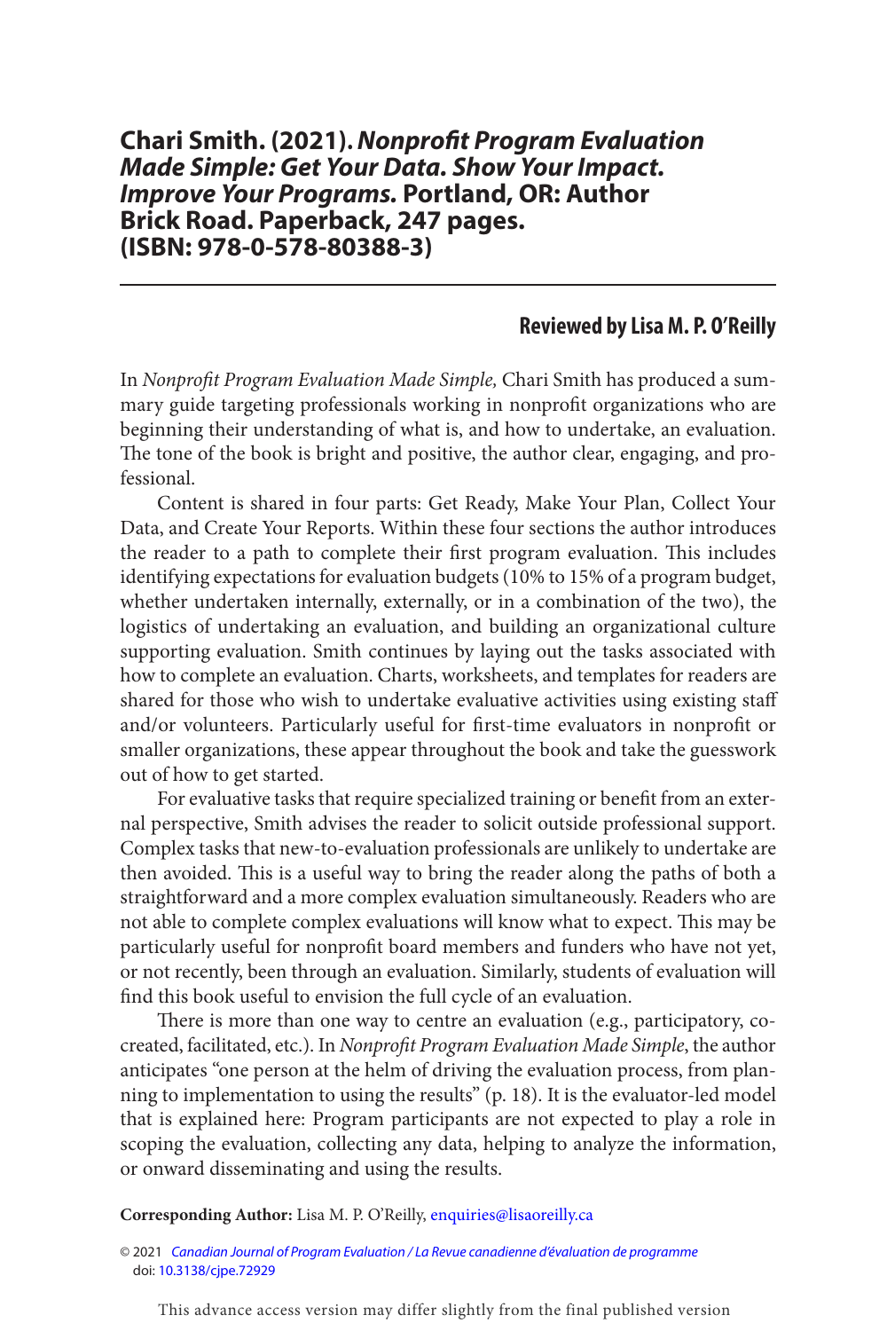# Chari Smith. (2021). *Nonprofit Program Evaluation Made Simple: Get Your Data. Show Your Impact. Improve Your Programs.* Portland, OR: Author Brick Road. Paperback, 247 pages. (ISBN: 978-0-578-80388-3)

**Reviewed by Lisa M. P. O'Reilly**

In *Nonprofit Program Evaluation Made Simple,* Chari Smith has produced a summary guide targeting professionals working in nonprofit organizations who are beginning their understanding of what is, and how to undertake, an evaluation. The tone of the book is bright and positive, the author clear, engaging, and professional.

Content is shared in four parts: Get Ready, Make Your Plan, Collect Your Data, and Create Your Reports. Within these four sections the author introduces the reader to a path to complete their first program evaluation. This includes identifying expectations for evaluation budgets (10% to 15% of a program budget, whether undertaken internally, externally, or in a combination of the two), the logistics of undertaking an evaluation, and building an organizational culture supporting evaluation. Smith continues by laying out the tasks associated with how to complete an evaluation. Charts, worksheets, and templates for readers are shared for those who wish to undertake evaluative activities using existing staff and/or volunteers. Particularly useful for first-time evaluators in nonprofit or smaller organizations, these appear throughout the book and take the guesswork out of how to get started.

For evaluative tasks that require specialized training or benefit from an external perspective, Smith advises the reader to solicit outside professional support. Complex tasks that new-to-evaluation professionals are unlikely to undertake are then avoided. This is a useful way to bring the reader along the paths of both a straightforward and a more complex evaluation simultaneously. Readers who are not able to complete complex evaluations will know what to expect. This may be particularly useful for nonprofit board members and funders who have not yet, or not recently, been through an evaluation. Similarly, students of evaluation will find this book useful to envision the full cycle of an evaluation.

There is more than one way to centre an evaluation (e.g., participatory, co-created, facilitated, etc.). In *Nonprofit Program Evaluation Made Simple*, the author anticipates "one person at the helm of driving the evaluation process, from planning to implementation to using the results" (p. 18). It is the evaluator-led model that is explained here: Program participants are not expected to play a role in scoping the evaluation, collecting any data, helping to analyze the information, or onward disseminating and using the results.

**Corresponding Author:** Lisa M. P. O'Reilly, enquiries@lisaoreilly.ca

© 2021 *Canadian Journal of Program Evaluation / La Revue canadienne d'évaluation de programme*
doi: 10.3138/cjpe.72929

This advance access version may differ slightly from the final published version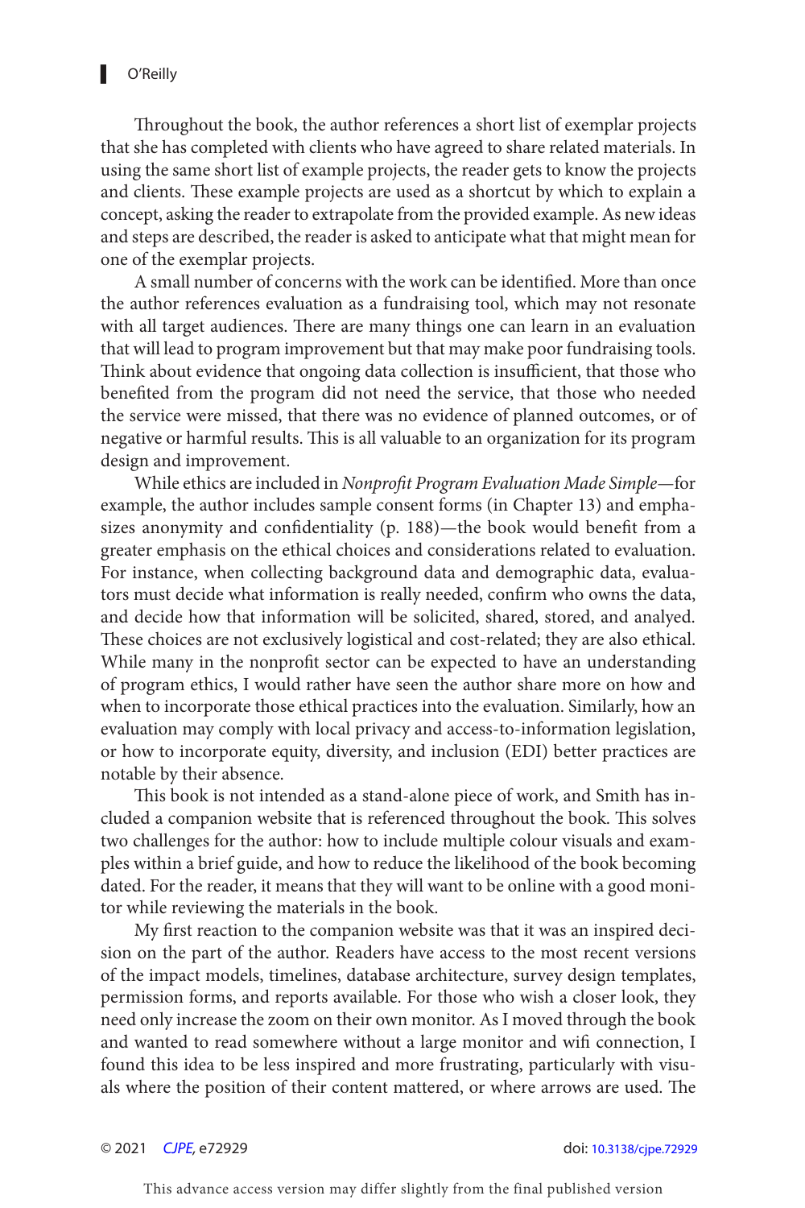Throughout the book, the author references a short list of exemplar projects that she has completed with clients who have agreed to share related materials. In using the same short list of example projects, the reader gets to know the projects and clients. These example projects are used as a shortcut by which to explain a concept, asking the reader to extrapolate from the provided example. As new ideas and steps are described, the reader is asked to anticipate what that might mean for one of the exemplar projects.

A small number of concerns with the work can be identified. More than once the author references evaluation as a fundraising tool, which may not resonate with all target audiences. There are many things one can learn in an evaluation that will lead to program improvement but that may make poor fundraising tools. Think about evidence that ongoing data collection is insufficient, that those who benefited from the program did not need the service, that those who needed the service were missed, that there was no evidence of planned outcomes, or of negative or harmful results. This is all valuable to an organization for its program design and improvement.

While ethics are included in *Nonprofit Program Evaluation Made Simple*—for example, the author includes sample consent forms (in Chapter 13) and emphasizes anonymity and confidentiality (p. 188)—the book would benefit from a greater emphasis on the ethical choices and considerations related to evaluation. For instance, when collecting background data and demographic data, evaluators must decide what information is really needed, confirm who owns the data, and decide how that information will be solicited, shared, stored, and analyed. These choices are not exclusively logistical and cost-related; they are also ethical. While many in the nonprofit sector can be expected to have an understanding of program ethics, I would rather have seen the author share more on how and when to incorporate those ethical practices into the evaluation. Similarly, how an evaluation may comply with local privacy and access-to-information legislation, or how to incorporate equity, diversity, and inclusion (EDI) better practices are notable by their absence.

This book is not intended as a stand-alone piece of work, and Smith has included a companion website that is referenced throughout the book. This solves two challenges for the author: how to include multiple colour visuals and examples within a brief guide, and how to reduce the likelihood of the book becoming dated. For the reader, it means that they will want to be online with a good monitor while reviewing the materials in the book.

My first reaction to the companion website was that it was an inspired decision on the part of the author. Readers have access to the most recent versions of the impact models, timelines, database architecture, survey design templates, permission forms, and reports available. For those who wish a closer look, they need only increase the zoom on their own monitor. As I moved through the book and wanted to read somewhere without a large monitor and wifi connection, I found this idea to be less inspired and more frustrating, particularly with visuals where the position of their content mattered, or where arrows are used. The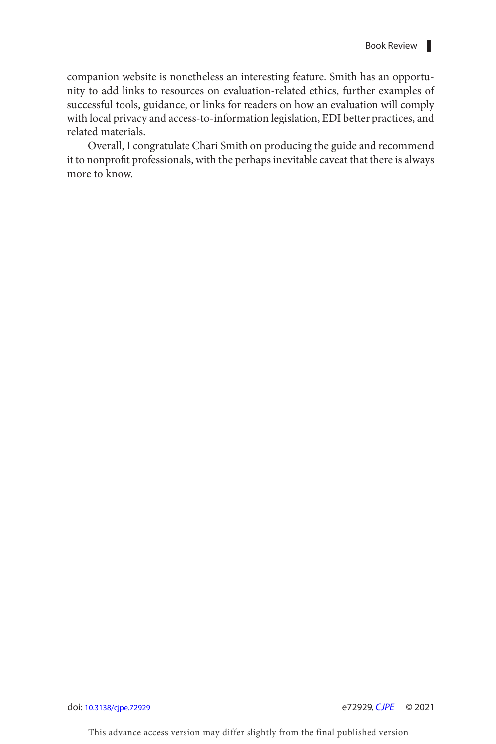companion website is nonetheless an interesting feature. Smith has an opportunity to add links to resources on evaluation-related ethics, further examples of successful tools, guidance, or links for readers on how an evaluation will comply with local privacy and access-to-information legislation, EDI better practices, and related materials.

Overall, I congratulate Chari Smith on producing the guide and recommend it to nonprofit professionals, with the perhaps inevitable caveat that there is always more to know.